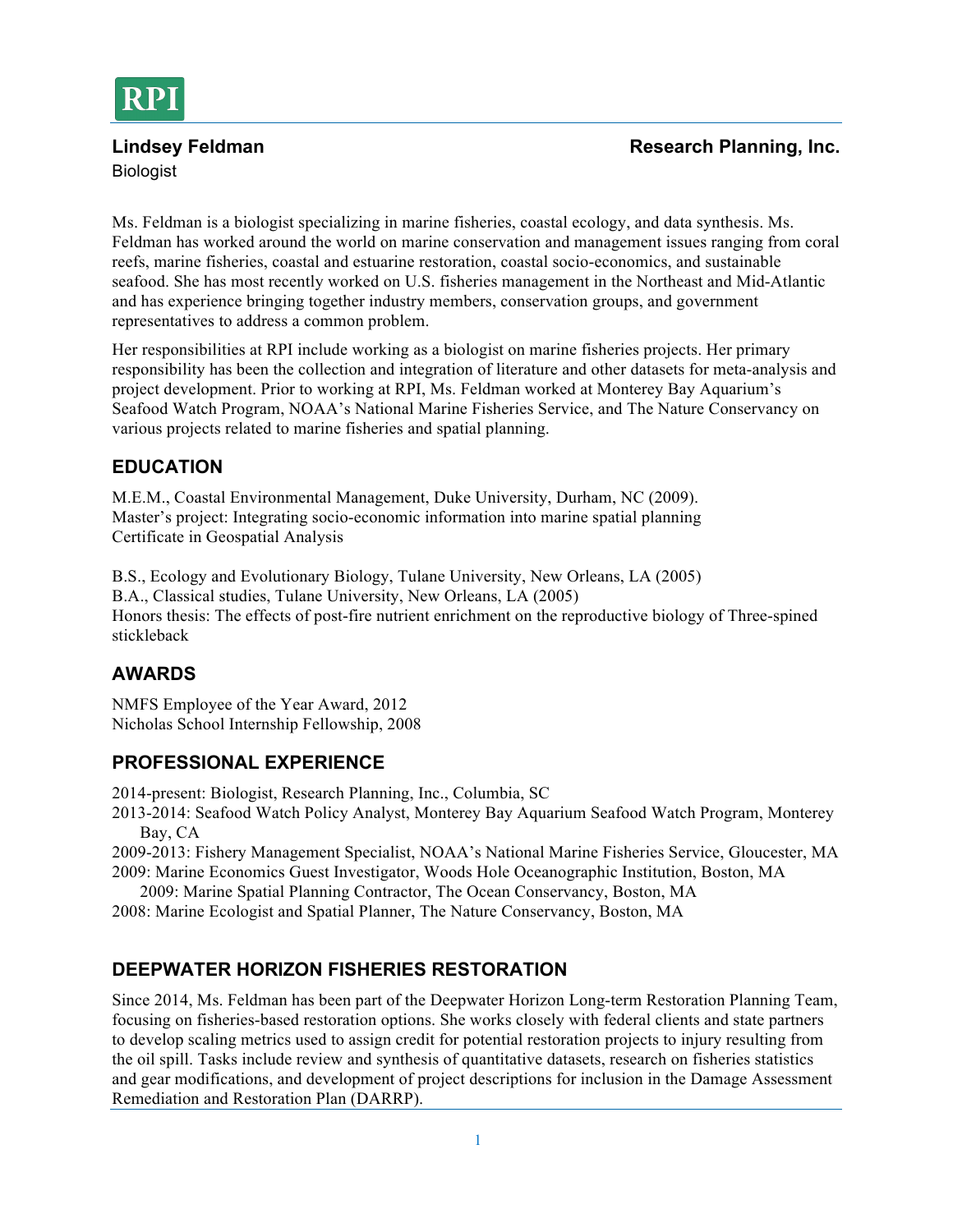RPI

**Lindsey Feldman** **Research Planning, Inc.**

Biologist

Ms. Feldman is a biologist specializing in marine fisheries, coastal ecology, and data synthesis. Ms. Feldman has worked around the world on marine conservation and management issues ranging from coral reefs, marine fisheries, coastal and estuarine restoration, coastal socio-economics, and sustainable seafood. She has most recently worked on U.S. fisheries management in the Northeast and Mid-Atlantic and has experience bringing together industry members, conservation groups, and government representatives to address a common problem.

Her responsibilities at RPI include working as a biologist on marine fisheries projects. Her primary responsibility has been the collection and integration of literature and other datasets for meta-analysis and project development. Prior to working at RPI, Ms. Feldman worked at Monterey Bay Aquarium's Seafood Watch Program, NOAA's National Marine Fisheries Service, and The Nature Conservancy on various projects related to marine fisheries and spatial planning.

## EDUCATION

M.E.M., Coastal Environmental Management, Duke University, Durham, NC (2009).
Master's project: Integrating socio-economic information into marine spatial planning
Certificate in Geospatial Analysis

B.S., Ecology and Evolutionary Biology, Tulane University, New Orleans, LA (2005)
B.A., Classical studies, Tulane University, New Orleans, LA (2005)
Honors thesis: The effects of post-fire nutrient enrichment on the reproductive biology of Three-spined stickleback

## AWARDS

NMFS Employee of the Year Award, 2012
Nicholas School Internship Fellowship, 2008

## PROFESSIONAL EXPERIENCE

2014-present: Biologist, Research Planning, Inc., Columbia, SC
2013-2014: Seafood Watch Policy Analyst, Monterey Bay Aquarium Seafood Watch Program, Monterey Bay, CA
2009-2013: Fishery Management Specialist, NOAA's National Marine Fisheries Service, Gloucester, MA
2009: Marine Economics Guest Investigator, Woods Hole Oceanographic Institution, Boston, MA
2009: Marine Spatial Planning Contractor, The Ocean Conservancy, Boston, MA
2008: Marine Ecologist and Spatial Planner, The Nature Conservancy, Boston, MA

## DEEPWATER HORIZON FISHERIES RESTORATION

Since 2014, Ms. Feldman has been part of the Deepwater Horizon Long-term Restoration Planning Team, focusing on fisheries-based restoration options. She works closely with federal clients and state partners to develop scaling metrics used to assign credit for potential restoration projects to injury resulting from the oil spill. Tasks include review and synthesis of quantitative datasets, research on fisheries statistics and gear modifications, and development of project descriptions for inclusion in the Damage Assessment Remediation and Restoration Plan (DARRP).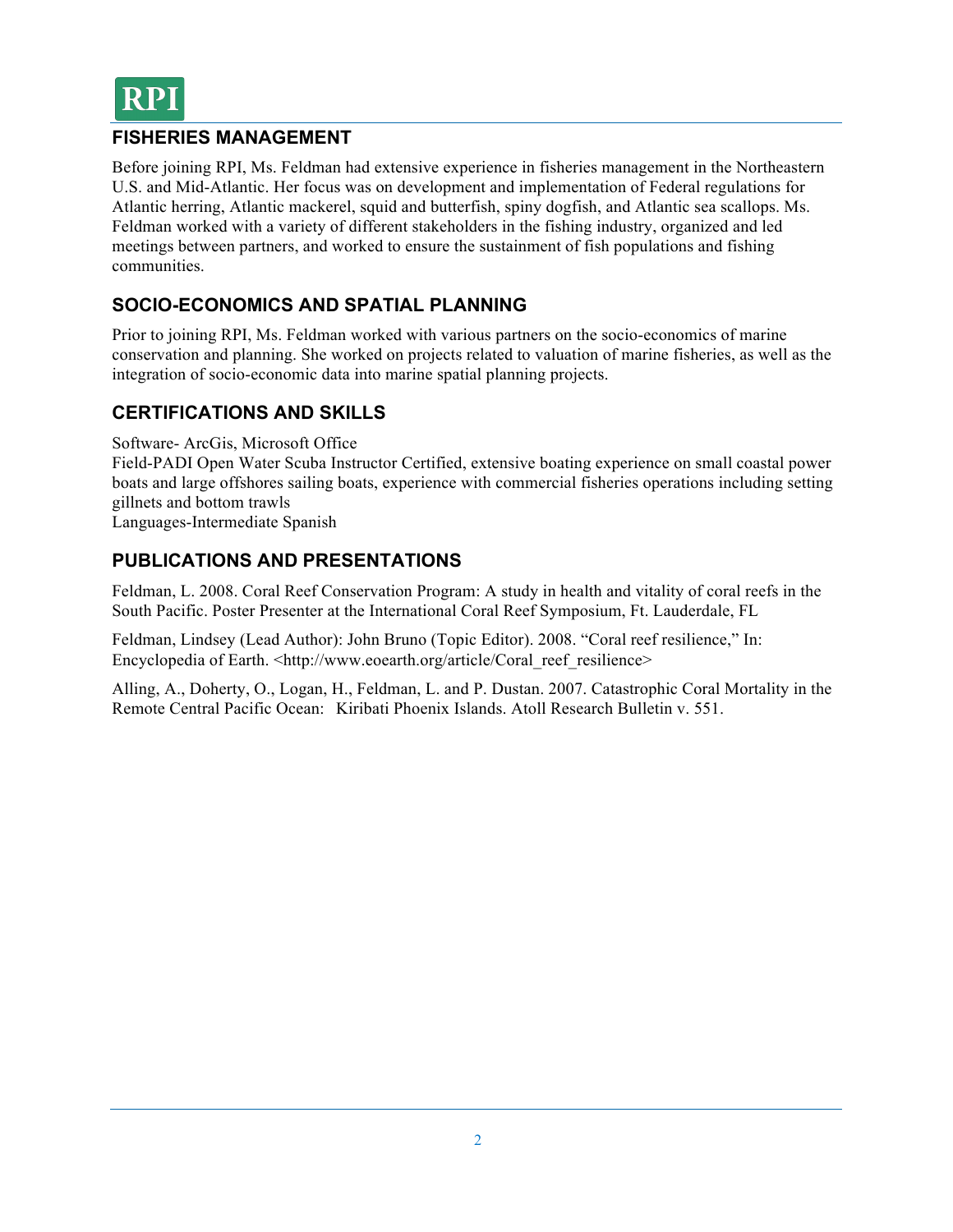## FISHERIES MANAGEMENT

Before joining RPI, Ms. Feldman had extensive experience in fisheries management in the Northeastern U.S. and Mid-Atlantic. Her focus was on development and implementation of Federal regulations for Atlantic herring, Atlantic mackerel, squid and butterfish, spiny dogfish, and Atlantic sea scallops. Ms. Feldman worked with a variety of different stakeholders in the fishing industry, organized and led meetings between partners, and worked to ensure the sustainment of fish populations and fishing communities.

## SOCIO-ECONOMICS AND SPATIAL PLANNING

Prior to joining RPI, Ms. Feldman worked with various partners on the socio-economics of marine conservation and planning. She worked on projects related to valuation of marine fisheries, as well as the integration of socio-economic data into marine spatial planning projects.

## CERTIFICATIONS AND SKILLS

Software- ArcGis, Microsoft Office
Field-PADI Open Water Scuba Instructor Certified, extensive boating experience on small coastal power boats and large offshores sailing boats, experience with commercial fisheries operations including setting gillnets and bottom trawls
Languages-Intermediate Spanish

## PUBLICATIONS AND PRESENTATIONS

Feldman, L. 2008. Coral Reef Conservation Program: A study in health and vitality of coral reefs in the South Pacific. Poster Presenter at the International Coral Reef Symposium, Ft. Lauderdale, FL

Feldman, Lindsey (Lead Author): John Bruno (Topic Editor). 2008. "Coral reef resilience," In: Encyclopedia of Earth. <http://www.eoearth.org/article/Coral_reef_resilience>

Alling, A., Doherty, O., Logan, H., Feldman, L. and P. Dustan. 2007. Catastrophic Coral Mortality in the Remote Central Pacific Ocean: Kiribati Phoenix Islands. Atoll Research Bulletin v. 551.